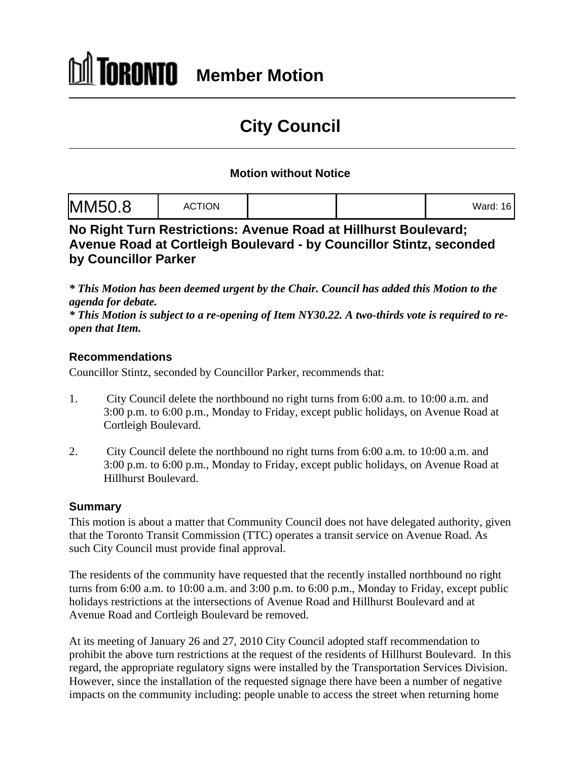# TORONTO Member Motion

## City Council

### Motion without Notice

| MM50.8 | ACTION | | | Ward: 16 |
|---|---|---|---|---|

## No Right Turn Restrictions: Avenue Road at Hillhurst Boulevard; Avenue Road at Cortleigh Boulevard - by Councillor Stintz, seconded by Councillor Parker

***\* This Motion has been deemed urgent by the Chair. Council has added this Motion to the agenda for debate.***
***\* This Motion is subject to a re-opening of Item NY30.22. A two-thirds vote is required to re-open that Item.***

### Recommendations

Councillor Stintz, seconded by Councillor Parker, recommends that:

1. City Council delete the northbound no right turns from 6:00 a.m. to 10:00 a.m. and 3:00 p.m. to 6:00 p.m., Monday to Friday, except public holidays, on Avenue Road at Cortleigh Boulevard.

2. City Council delete the northbound no right turns from 6:00 a.m. to 10:00 a.m. and 3:00 p.m. to 6:00 p.m., Monday to Friday, except public holidays, on Avenue Road at Hillhurst Boulevard.

### Summary

This motion is about a matter that Community Council does not have delegated authority, given that the Toronto Transit Commission (TTC) operates a transit service on Avenue Road. As such City Council must provide final approval.

The residents of the community have requested that the recently installed northbound no right turns from 6:00 a.m. to 10:00 a.m. and 3:00 p.m. to 6:00 p.m., Monday to Friday, except public holidays restrictions at the intersections of Avenue Road and Hillhurst Boulevard and at Avenue Road and Cortleigh Boulevard be removed.

At its meeting of January 26 and 27, 2010 City Council adopted staff recommendation to prohibit the above turn restrictions at the request of the residents of Hillhurst Boulevard. In this regard, the appropriate regulatory signs were installed by the Transportation Services Division. However, since the installation of the requested signage there have been a number of negative impacts on the community including: people unable to access the street when returning home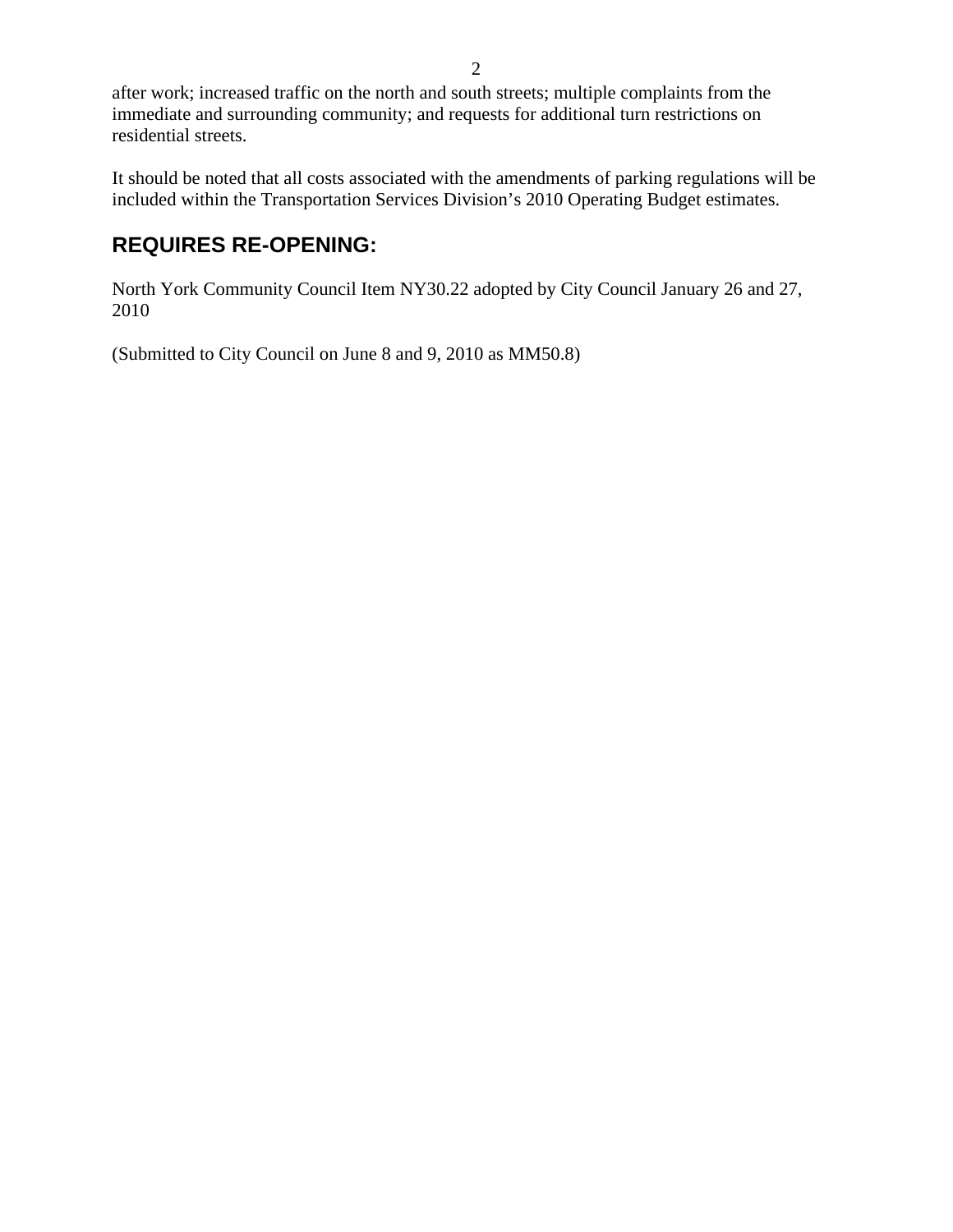after work; increased traffic on the north and south streets; multiple complaints from the immediate and surrounding community; and requests for additional turn restrictions on residential streets.

It should be noted that all costs associated with the amendments of parking regulations will be included within the Transportation Services Division's 2010 Operating Budget estimates.

## REQUIRES RE-OPENING:

North York Community Council Item NY30.22 adopted by City Council January 26 and 27, 2010

(Submitted to City Council on June 8 and 9, 2010 as MM50.8)